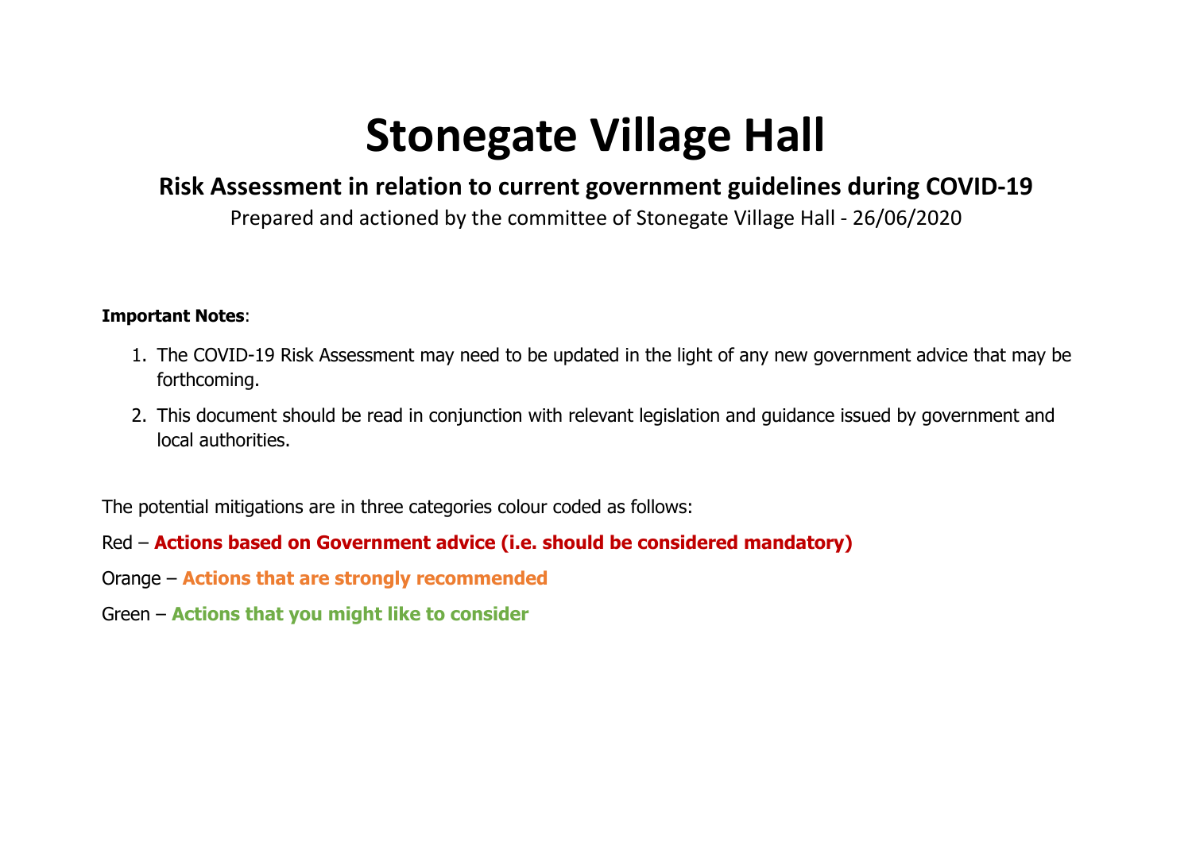# Stonegate Village Hall

## Risk Assessment in relation to current government guidelines during COVID-19

Prepared and actioned by the committee of Stonegate Village Hall - 26/06/2020

**Important Notes**:

1. The COVID-19 Risk Assessment may need to be updated in the light of any new government advice that may be forthcoming.
2. This document should be read in conjunction with relevant legislation and guidance issued by government and local authorities.

The potential mitigations are in three categories colour coded as follows:

Red – **Actions based on Government advice (i.e. should be considered mandatory)**

Orange – **Actions that are strongly recommended**

Green – **Actions that you might like to consider**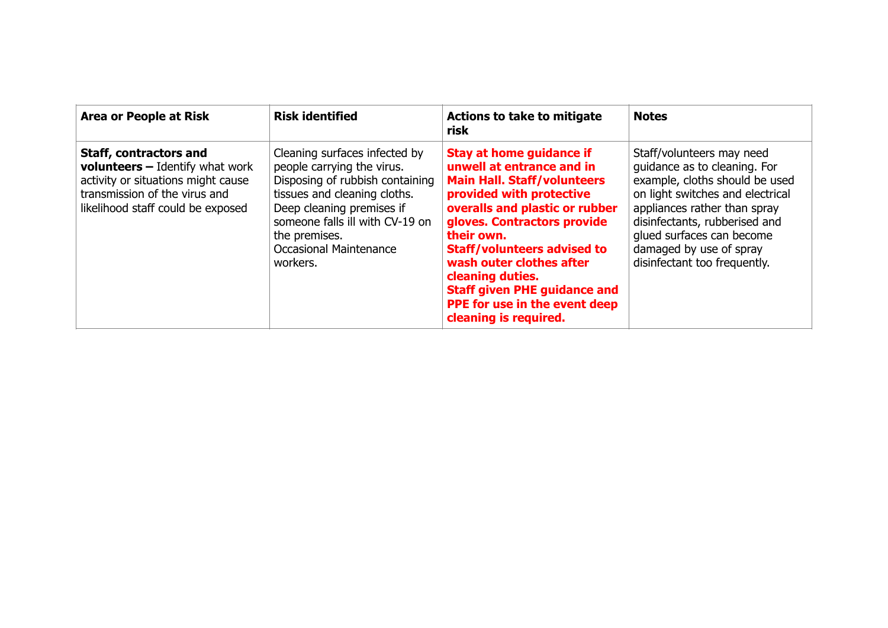| Area or People at Risk | Risk identified | Actions to take to mitigate risk | Notes |
|---|---|---|---|
| **Staff, contractors and volunteers –** Identify what work activity or situations might cause transmission of the virus and likelihood staff could be exposed | Cleaning surfaces infected by people carrying the virus. Disposing of rubbish containing tissues and cleaning cloths. Deep cleaning premises if someone falls ill with CV-19 on the premises. Occasional Maintenance workers. | **Stay at home guidance if unwell at entrance and in Main Hall. Staff/volunteers provided with protective overalls and plastic or rubber gloves. Contractors provide their own. Staff/volunteers advised to wash outer clothes after cleaning duties. Staff given PHE guidance and PPE for use in the event deep cleaning is required.** | Staff/volunteers may need guidance as to cleaning. For example, cloths should be used on light switches and electrical appliances rather than spray disinfectants, rubberised and glued surfaces can become damaged by use of spray disinfectant too frequently. |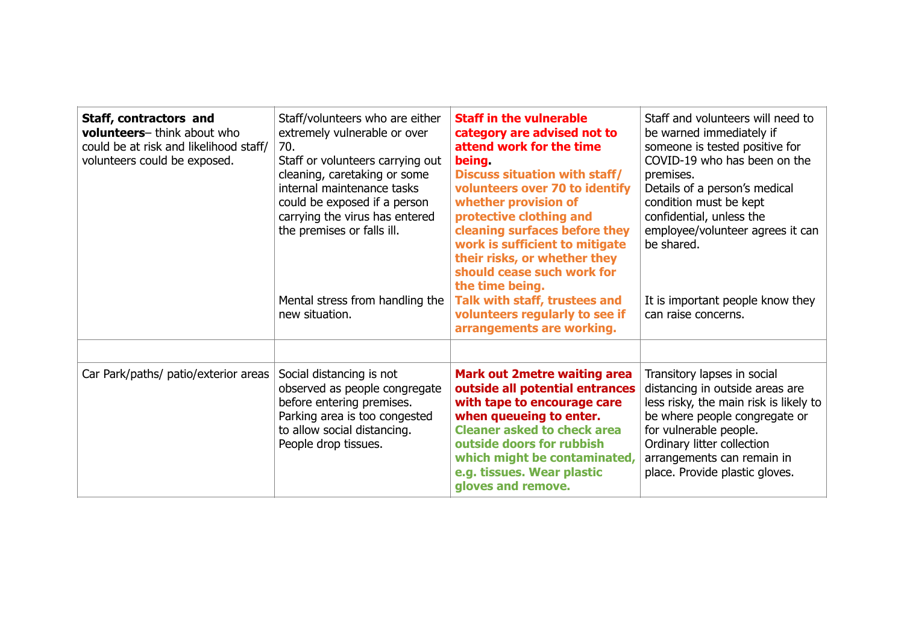| | | | |
|---|---|---|---|
| **Staff, contractors and volunteers**– think about who could be at risk and likelihood staff/ volunteers could be exposed. | Staff/volunteers who are either extremely vulnerable or over 70.<br>Staff or volunteers carrying out cleaning, caretaking or some internal maintenance tasks could be exposed if a person carrying the virus has entered the premises or falls ill. | **Staff in the vulnerable category are advised not to attend work for the time being.**<br>**Discuss situation with staff/ volunteers over 70 to identify whether provision of protective clothing and cleaning surfaces before they work is sufficient to mitigate their risks, or whether they should cease such work for the time being.** | Staff and volunteers will need to be warned immediately if someone is tested positive for COVID-19 who has been on the premises.<br>Details of a person's medical condition must be kept confidential, unless the employee/volunteer agrees it can be shared. |
| | Mental stress from handling the new situation. | **Talk with staff, trustees and volunteers regularly to see if arrangements are working.** | It is important people know they can raise concerns. |
| | | | |
| Car Park/paths/ patio/exterior areas | Social distancing is not observed as people congregate before entering premises.<br>Parking area is too congested to allow social distancing.<br>People drop tissues. | **Mark out 2metre waiting area outside all potential entrances with tape to encourage care when queueing to enter.**<br>**Cleaner asked to check area outside doors for rubbish which might be contaminated, e.g. tissues. Wear plastic gloves and remove.** | Transitory lapses in social distancing in outside areas are less risky, the main risk is likely to be where people congregate or for vulnerable people.<br>Ordinary litter collection arrangements can remain in place. Provide plastic gloves. |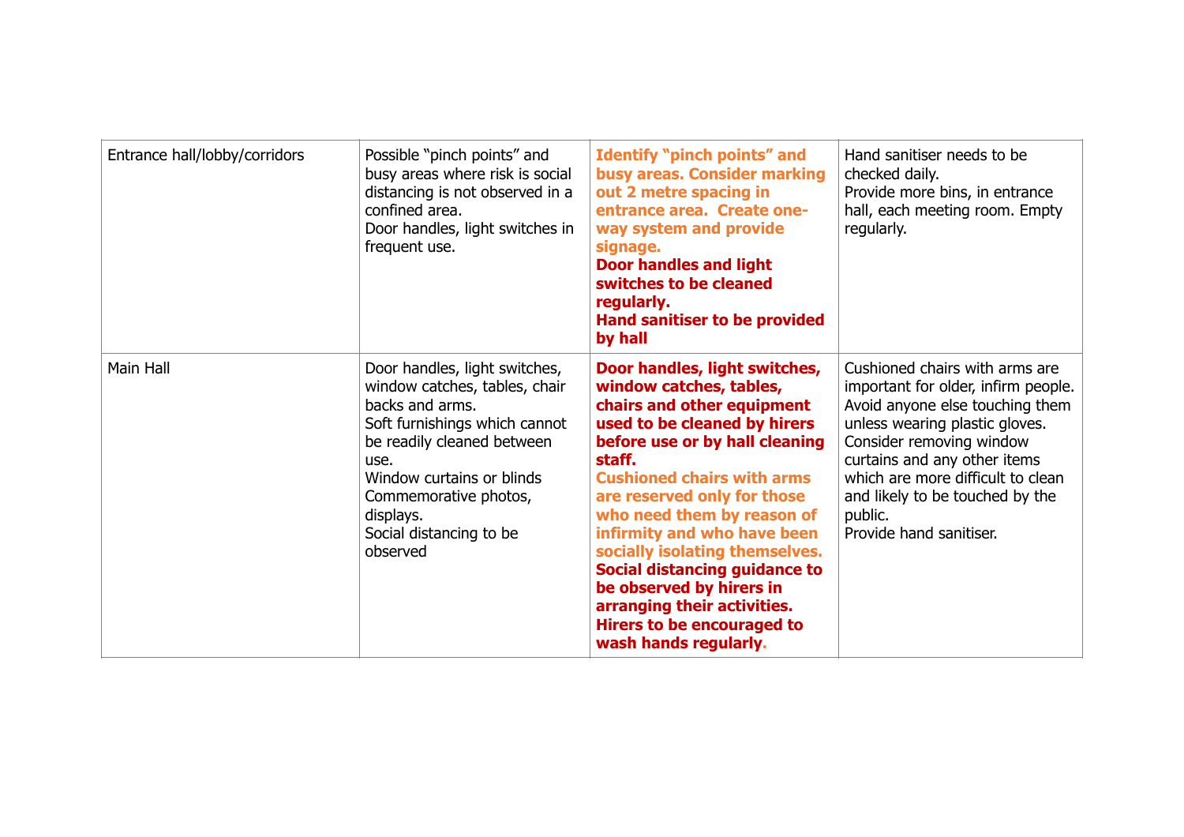| | | | |
|---|---|---|---|
| Entrance hall/lobby/corridors | Possible "pinch points" and busy areas where risk is social distancing is not observed in a confined area.<br>Door handles, light switches in frequent use. | **Identify "pinch points" and busy areas. Consider marking out 2 metre spacing in entrance area. Create one-way system and provide signage.**<br>**Door handles and light switches to be cleaned regularly.**<br>**Hand sanitiser to be provided by hall** | Hand sanitiser needs to be checked daily.<br>Provide more bins, in entrance hall, each meeting room. Empty regularly. |
| Main Hall | Door handles, light switches, window catches, tables, chair backs and arms.<br>Soft furnishings which cannot be readily cleaned between use.<br>Window curtains or blinds<br>Commemorative photos, displays.<br>Social distancing to be observed | **Door handles, light switches, window catches, tables, chairs and other equipment used to be cleaned by hirers before use or by hall cleaning staff.**<br>**Cushioned chairs with arms are reserved only for those who need them by reason of infirmity and who have been socially isolating themselves.**<br>**Social distancing guidance to be observed by hirers in arranging their activities.**<br>**Hirers to be encouraged to wash hands regularly.** | Cushioned chairs with arms are important for older, infirm people. Avoid anyone else touching them unless wearing plastic gloves.<br>Consider removing window curtains and any other items which are more difficult to clean and likely to be touched by the public.<br>Provide hand sanitiser. |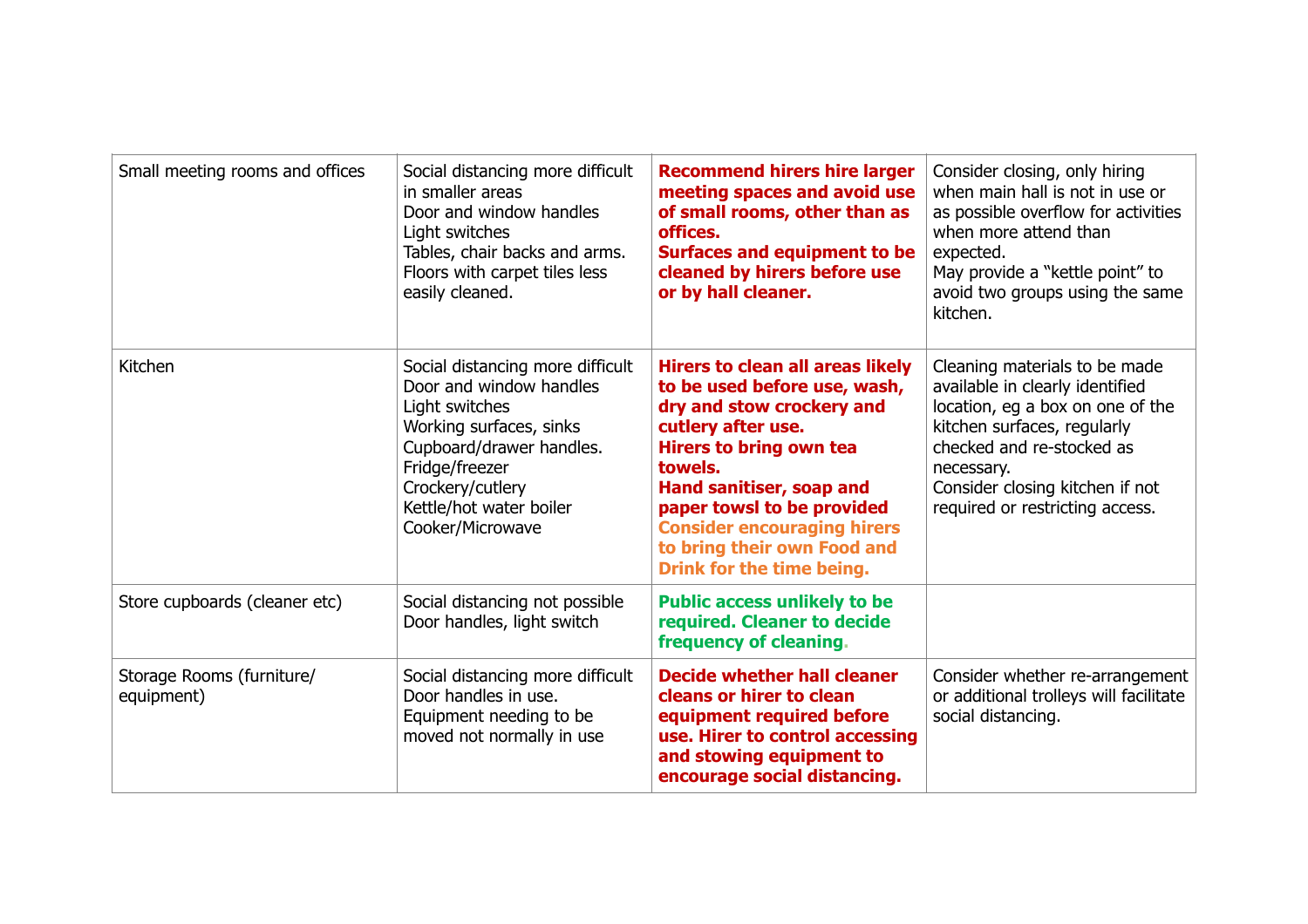| Small meeting rooms and offices | Social distancing more difficult in smaller areas<br>Door and window handles<br>Light switches<br>Tables, chair backs and arms.<br>Floors with carpet tiles less easily cleaned. | **Recommend hirers hire larger meeting spaces and avoid use of small rooms, other than as offices.**<br>**Surfaces and equipment to be cleaned by hirers before use or by hall cleaner.** | Consider closing, only hiring when main hall is not in use or as possible overflow for activities when more attend than expected.<br>May provide a "kettle point" to avoid two groups using the same kitchen. |
|---|---|---|---|
| Kitchen | Social distancing more difficult<br>Door and window handles<br>Light switches<br>Working surfaces, sinks<br>Cupboard/drawer handles.<br>Fridge/freezer<br>Crockery/cutlery<br>Kettle/hot water boiler<br>Cooker/Microwave | **Hirers to clean all areas likely to be used before use, wash, dry and stow crockery and cutlery after use.**<br>**Hirers to bring own tea towels.**<br>**Hand sanitiser, soap and paper towsl to be provided**<br>**Consider encouraging hirers to bring their own Food and Drink for the time being.** | Cleaning materials to be made available in clearly identified location, eg a box on one of the kitchen surfaces, regularly checked and re-stocked as necessary.<br>Consider closing kitchen if not required or restricting access. |
| Store cupboards (cleaner etc) | Social distancing not possible<br>Door handles, light switch | **Public access unlikely to be required. Cleaner to decide frequency of cleaning.** | |
| Storage Rooms (furniture/ equipment) | Social distancing more difficult<br>Door handles in use.<br>Equipment needing to be moved not normally in use | **Decide whether hall cleaner cleans or hirer to clean equipment required before use. Hirer to control accessing and stowing equipment to encourage social distancing.** | Consider whether re-arrangement or additional trolleys will facilitate social distancing. |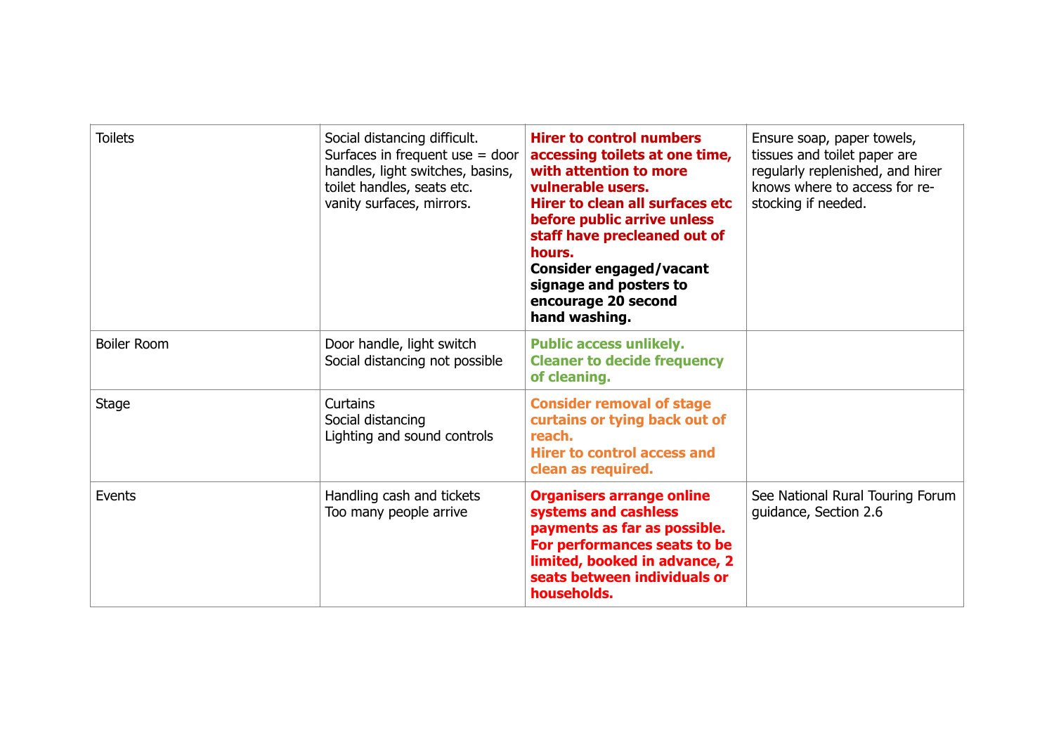| | | | |
|---|---|---|---|
| Toilets | Social distancing difficult.<br>Surfaces in frequent use = door handles, light switches, basins, toilet handles, seats etc.<br>vanity surfaces, mirrors. | **Hirer to control numbers accessing toilets at one time, with attention to more vulnerable users.**<br>**Hirer to clean all surfaces etc before public arrive unless staff have precleaned out of hours.**<br>**Consider engaged/vacant signage and posters to encourage 20 second hand washing.** | Ensure soap, paper towels, tissues and toilet paper are regularly replenished, and hirer knows where to access for re-stocking if needed. |
| Boiler Room | Door handle, light switch<br>Social distancing not possible | **Public access unlikely.**<br>**Cleaner to decide frequency of cleaning.** | |
| Stage | Curtains<br>Social distancing<br>Lighting and sound controls | **Consider removal of stage curtains or tying back out of reach.**<br>**Hirer to control access and clean as required.** | |
| Events | Handling cash and tickets<br>Too many people arrive | **Organisers arrange online systems and cashless payments as far as possible.**<br>**For performances seats to be limited, booked in advance, 2 seats between individuals or households.** | See National Rural Touring Forum guidance, Section 2.6 |